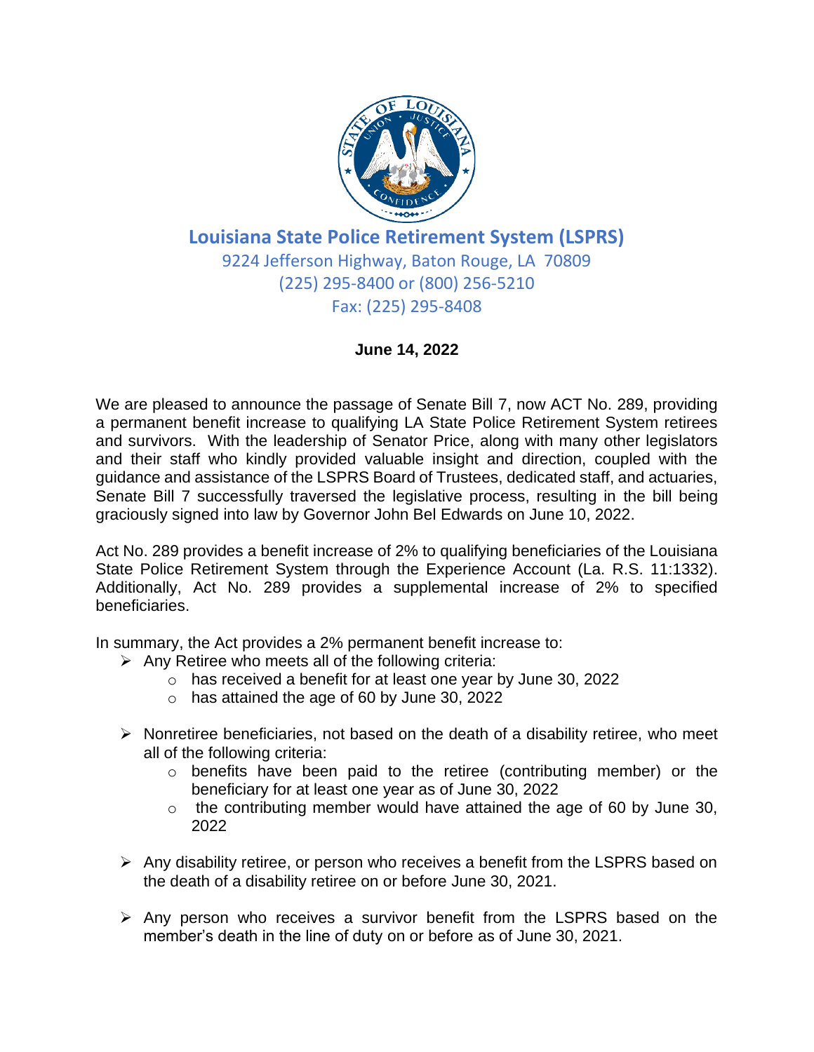# Louisiana State Police Retirement System (LSPRS)

9224 Jefferson Highway, Baton Rouge, LA 70809
(225) 295-8400 or (800) 256-5210
Fax: (225) 295-8408

**June 14, 2022**

We are pleased to announce the passage of Senate Bill 7, now ACT No. 289, providing a permanent benefit increase to qualifying LA State Police Retirement System retirees and survivors. With the leadership of Senator Price, along with many other legislators and their staff who kindly provided valuable insight and direction, coupled with the guidance and assistance of the LSPRS Board of Trustees, dedicated staff, and actuaries, Senate Bill 7 successfully traversed the legislative process, resulting in the bill being graciously signed into law by Governor John Bel Edwards on June 10, 2022.

Act No. 289 provides a benefit increase of 2% to qualifying beneficiaries of the Louisiana State Police Retirement System through the Experience Account (La. R.S. 11:1332). Additionally, Act No. 289 provides a supplemental increase of 2% to specified beneficiaries.

In summary, the Act provides a 2% permanent benefit increase to:

- Any Retiree who meets all of the following criteria:
  - has received a benefit for at least one year by June 30, 2022
  - has attained the age of 60 by June 30, 2022
- Nonretiree beneficiaries, not based on the death of a disability retiree, who meet all of the following criteria:
  - benefits have been paid to the retiree (contributing member) or the beneficiary for at least one year as of June 30, 2022
  - the contributing member would have attained the age of 60 by June 30, 2022
- Any disability retiree, or person who receives a benefit from the LSPRS based on the death of a disability retiree on or before June 30, 2021.
- Any person who receives a survivor benefit from the LSPRS based on the member's death in the line of duty on or before as of June 30, 2021.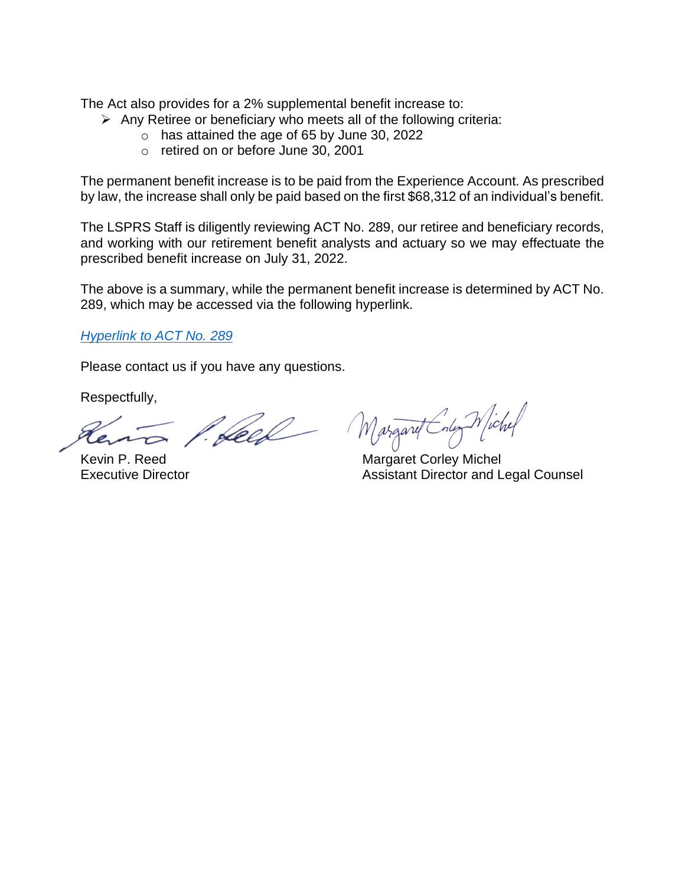The Act also provides for a 2% supplemental benefit increase to:

- Any Retiree or beneficiary who meets all of the following criteria:
  - has attained the age of 65 by June 30, 2022
  - retired on or before June 30, 2001

The permanent benefit increase is to be paid from the Experience Account. As prescribed by law, the increase shall only be paid based on the first $68,312 of an individual's benefit.

The LSPRS Staff is diligently reviewing ACT No. 289, our retiree and beneficiary records, and working with our retirement benefit analysts and actuary so we may effectuate the prescribed benefit increase on July 31, 2022.

The above is a summary, while the permanent benefit increase is determined by ACT No. 289, which may be accessed via the following hyperlink.

*Hyperlink to ACT No. 289*

Please contact us if you have any questions.

Respectfully,

Kevin P. Reed
Executive Director

Margaret Corley Michel
Assistant Director and Legal Counsel